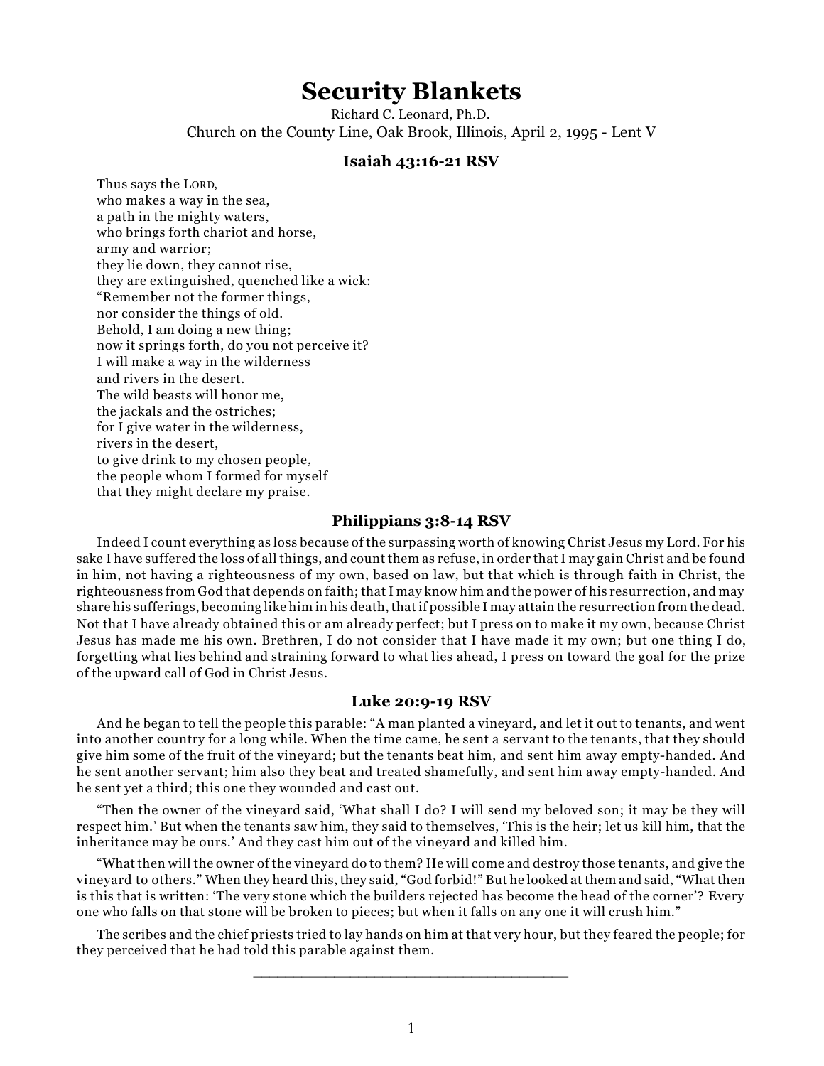# Security Blankets

Richard C. Leonard, Ph.D.

Church on the County Line, Oak Brook, Illinois, April 2, 1995 - Lent V

### Isaiah 43:16-21 RSV

Thus says the LORD,  
who makes a way in the sea,  
a path in the mighty waters,  
who brings forth chariot and horse,  
army and warrior;  
they lie down, they cannot rise,  
they are extinguished, quenched like a wick:  
"Remember not the former things,  
nor consider the things of old.  
Behold, I am doing a new thing;  
now it springs forth, do you not perceive it?  
I will make a way in the wilderness  
and rivers in the desert.  
The wild beasts will honor me,  
the jackals and the ostriches;  
for I give water in the wilderness,  
rivers in the desert,  
to give drink to my chosen people,  
the people whom I formed for myself  
that they might declare my praise.

### Philippians 3:8-14 RSV

Indeed I count everything as loss because of the surpassing worth of knowing Christ Jesus my Lord. For his sake I have suffered the loss of all things, and count them as refuse, in order that I may gain Christ and be found in him, not having a righteousness of my own, based on law, but that which is through faith in Christ, the righteousness from God that depends on faith; that I may know him and the power of his resurrection, and may share his sufferings, becoming like him in his death, that if possible I may attain the resurrection from the dead. Not that I have already obtained this or am already perfect; but I press on to make it my own, because Christ Jesus has made me his own. Brethren, I do not consider that I have made it my own; but one thing I do, forgetting what lies behind and straining forward to what lies ahead, I press on toward the goal for the prize of the upward call of God in Christ Jesus.

### Luke 20:9-19 RSV

And he began to tell the people this parable: "A man planted a vineyard, and let it out to tenants, and went into another country for a long while. When the time came, he sent a servant to the tenants, that they should give him some of the fruit of the vineyard; but the tenants beat him, and sent him away empty-handed. And he sent another servant; him also they beat and treated shamefully, and sent him away empty-handed. And he sent yet a third; this one they wounded and cast out.

"Then the owner of the vineyard said, 'What shall I do? I will send my beloved son; it may be they will respect him.' But when the tenants saw him, they said to themselves, 'This is the heir; let us kill him, that the inheritance may be ours.' And they cast him out of the vineyard and killed him.

"What then will the owner of the vineyard do to them? He will come and destroy those tenants, and give the vineyard to others." When they heard this, they said, "God forbid!" But he looked at them and said, "What then is this that is written: 'The very stone which the builders rejected has become the head of the corner'? Every one who falls on that stone will be broken to pieces; but when it falls on any one it will crush him."

The scribes and the chief priests tried to lay hands on him at that very hour, but they feared the people; for they perceived that he had told this parable against them.

---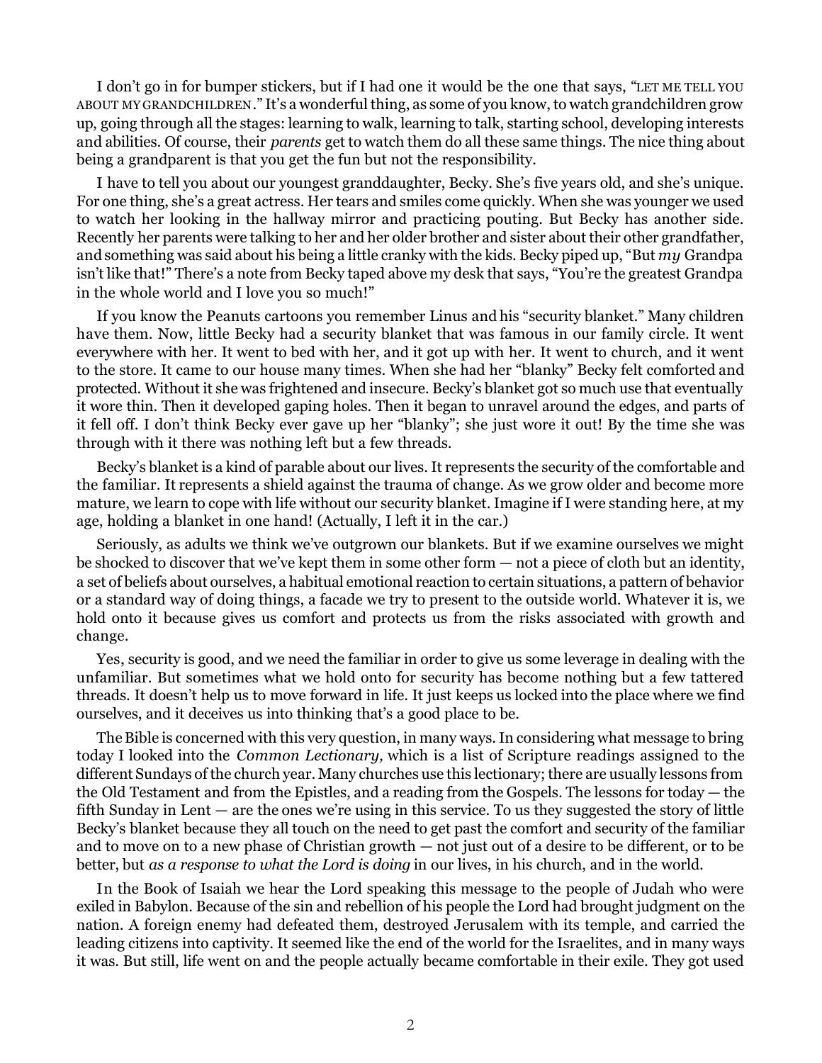I don't go in for bumper stickers, but if I had one it would be the one that says, "LET ME TELL YOU ABOUT MY GRANDCHILDREN." It's a wonderful thing, as some of you know, to watch grandchildren grow up, going through all the stages: learning to walk, learning to talk, starting school, developing interests and abilities. Of course, their *parents* get to watch them do all these same things. The nice thing about being a grandparent is that you get the fun but not the responsibility.

I have to tell you about our youngest granddaughter, Becky. She's five years old, and she's unique. For one thing, she's a great actress. Her tears and smiles come quickly. When she was younger we used to watch her looking in the hallway mirror and practicing pouting. But Becky has another side. Recently her parents were talking to her and her older brother and sister about their other grandfather, and something was said about his being a little cranky with the kids. Becky piped up, "But *my* Grandpa isn't like that!" There's a note from Becky taped above my desk that says, "You're the greatest Grandpa in the whole world and I love you so much!"

If you know the Peanuts cartoons you remember Linus and his "security blanket." Many children have them. Now, little Becky had a security blanket that was famous in our family circle. It went everywhere with her. It went to bed with her, and it got up with her. It went to church, and it went to the store. It came to our house many times. When she had her "blanky" Becky felt comforted and protected. Without it she was frightened and insecure. Becky's blanket got so much use that eventually it wore thin. Then it developed gaping holes. Then it began to unravel around the edges, and parts of it fell off. I don't think Becky ever gave up her "blanky"; she just wore it out! By the time she was through with it there was nothing left but a few threads.

Becky's blanket is a kind of parable about our lives. It represents the security of the comfortable and the familiar. It represents a shield against the trauma of change. As we grow older and become more mature, we learn to cope with life without our security blanket. Imagine if I were standing here, at my age, holding a blanket in one hand! (Actually, I left it in the car.)

Seriously, as adults we think we've outgrown our blankets. But if we examine ourselves we might be shocked to discover that we've kept them in some other form — not a piece of cloth but an identity, a set of beliefs about ourselves, a habitual emotional reaction to certain situations, a pattern of behavior or a standard way of doing things, a facade we try to present to the outside world. Whatever it is, we hold onto it because gives us comfort and protects us from the risks associated with growth and change.

Yes, security is good, and we need the familiar in order to give us some leverage in dealing with the unfamiliar. But sometimes what we hold onto for security has become nothing but a few tattered threads. It doesn't help us to move forward in life. It just keeps us locked into the place where we find ourselves, and it deceives us into thinking that's a good place to be.

The Bible is concerned with this very question, in many ways. In considering what message to bring today I looked into the *Common Lectionary,* which is a list of Scripture readings assigned to the different Sundays of the church year. Many churches use this lectionary; there are usually lessons from the Old Testament and from the Epistles, and a reading from the Gospels. The lessons for today — the fifth Sunday in Lent — are the ones we're using in this service. To us they suggested the story of little Becky's blanket because they all touch on the need to get past the comfort and security of the familiar and to move on to a new phase of Christian growth — not just out of a desire to be different, or to be better, but *as a response to what the Lord is doing* in our lives, in his church, and in the world.

In the Book of Isaiah we hear the Lord speaking this message to the people of Judah who were exiled in Babylon. Because of the sin and rebellion of his people the Lord had brought judgment on the nation. A foreign enemy had defeated them, destroyed Jerusalem with its temple, and carried the leading citizens into captivity. It seemed like the end of the world for the Israelites, and in many ways it was. But still, life went on and the people actually became comfortable in their exile. They got used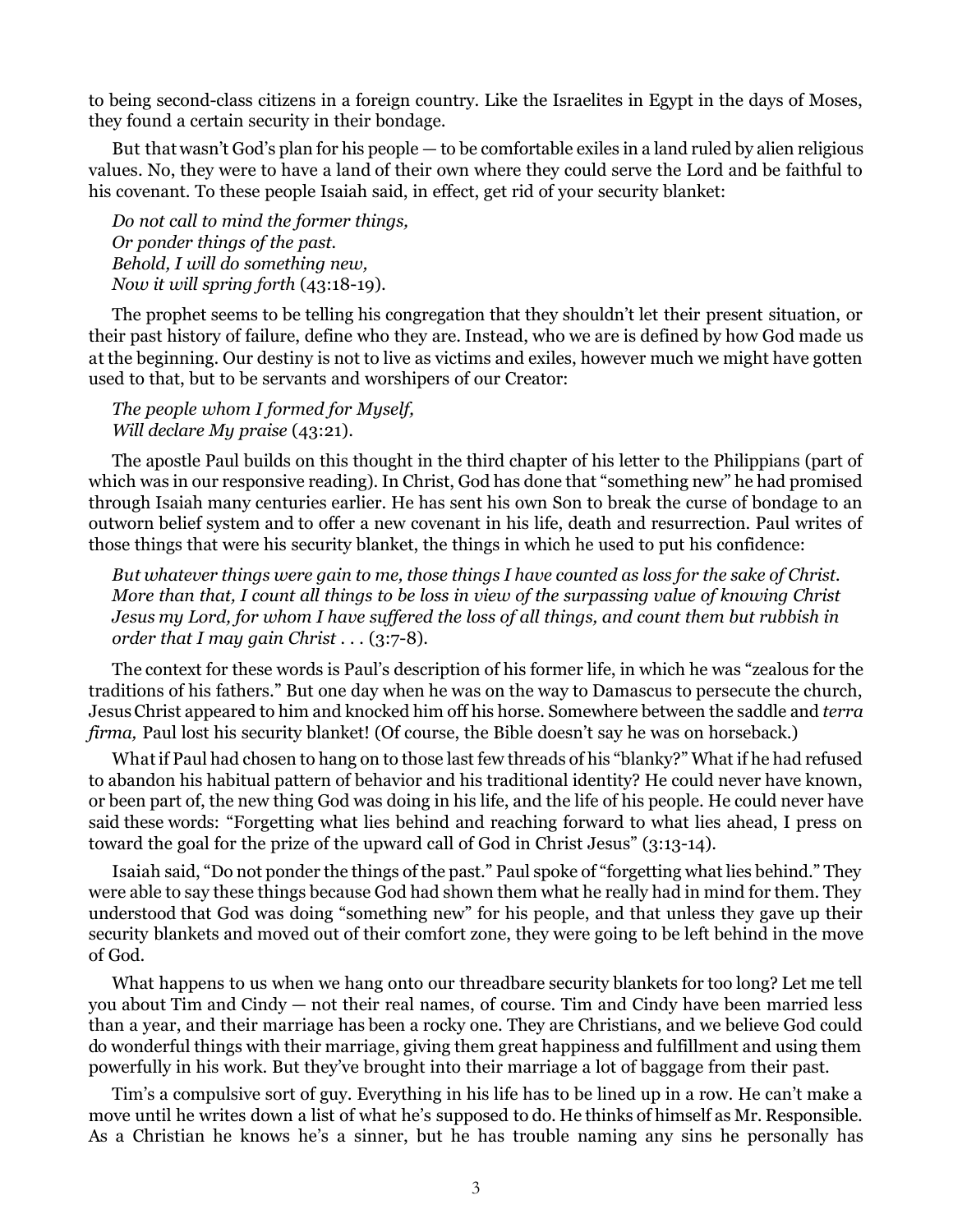to being second-class citizens in a foreign country. Like the Israelites in Egypt in the days of Moses, they found a certain security in their bondage.

But that wasn't God's plan for his people — to be comfortable exiles in a land ruled by alien religious values. No, they were to have a land of their own where they could serve the Lord and be faithful to his covenant. To these people Isaiah said, in effect, get rid of your security blanket:

> *Do not call to mind the former things,*
> *Or ponder things of the past.*
> *Behold, I will do something new,*
> *Now it will spring forth* (43:18-19).

The prophet seems to be telling his congregation that they shouldn't let their present situation, or their past history of failure, define who they are. Instead, who we are is defined by how God made us at the beginning. Our destiny is not to live as victims and exiles, however much we might have gotten used to that, but to be servants and worshipers of our Creator:

> *The people whom I formed for Myself,*
> *Will declare My praise* (43:21).

The apostle Paul builds on this thought in the third chapter of his letter to the Philippians (part of which was in our responsive reading). In Christ, God has done that "something new" he had promised through Isaiah many centuries earlier. He has sent his own Son to break the curse of bondage to an outworn belief system and to offer a new covenant in his life, death and resurrection. Paul writes of those things that were his security blanket, the things in which he used to put his confidence:

> *But whatever things were gain to me, those things I have counted as loss for the sake of Christ. More than that, I count all things to be loss in view of the surpassing value of knowing Christ Jesus my Lord, for whom I have suffered the loss of all things, and count them but rubbish in order that I may gain Christ . . .* (3:7-8).

The context for these words is Paul's description of his former life, in which he was "zealous for the traditions of his fathers." But one day when he was on the way to Damascus to persecute the church, Jesus Christ appeared to him and knocked him off his horse. Somewhere between the saddle and *terra firma,* Paul lost his security blanket! (Of course, the Bible doesn't say he was on horseback.)

What if Paul had chosen to hang on to those last few threads of his "blanky?" What if he had refused to abandon his habitual pattern of behavior and his traditional identity? He could never have known, or been part of, the new thing God was doing in his life, and the life of his people. He could never have said these words: "Forgetting what lies behind and reaching forward to what lies ahead, I press on toward the goal for the prize of the upward call of God in Christ Jesus" (3:13-14).

Isaiah said, "Do not ponder the things of the past." Paul spoke of "forgetting what lies behind." They were able to say these things because God had shown them what he really had in mind for them. They understood that God was doing "something new" for his people, and that unless they gave up their security blankets and moved out of their comfort zone, they were going to be left behind in the move of God.

What happens to us when we hang onto our threadbare security blankets for too long? Let me tell you about Tim and Cindy — not their real names, of course. Tim and Cindy have been married less than a year, and their marriage has been a rocky one. They are Christians, and we believe God could do wonderful things with their marriage, giving them great happiness and fulfillment and using them powerfully in his work. But they've brought into their marriage a lot of baggage from their past.

Tim's a compulsive sort of guy. Everything in his life has to be lined up in a row. He can't make a move until he writes down a list of what he's supposed to do. He thinks of himself as Mr. Responsible. As a Christian he knows he's a sinner, but he has trouble naming any sins he personally has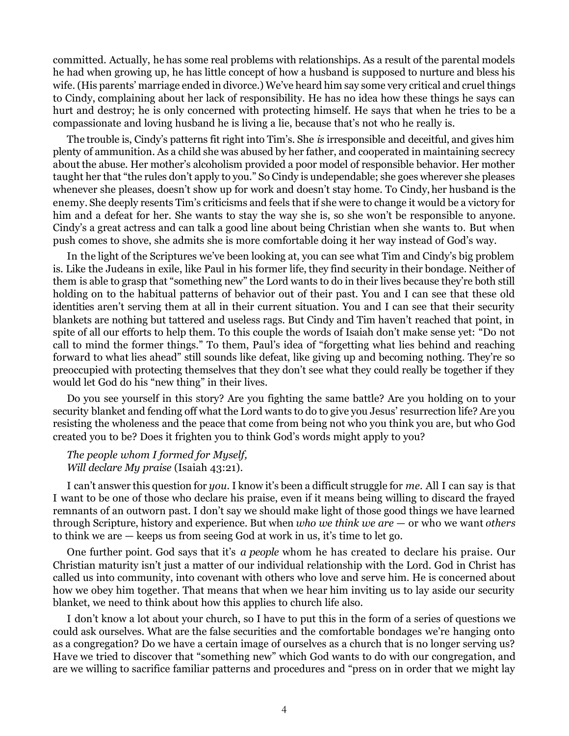committed. Actually, he has some real problems with relationships. As a result of the parental models he had when growing up, he has little concept of how a husband is supposed to nurture and bless his wife. (His parents' marriage ended in divorce.) We've heard him say some very critical and cruel things to Cindy, complaining about her lack of responsibility. He has no idea how these things he says can hurt and destroy; he is only concerned with protecting himself. He says that when he tries to be a compassionate and loving husband he is living a lie, because that's not who he really is.

The trouble is, Cindy's patterns fit right into Tim's. She *is* irresponsible and deceitful, and gives him plenty of ammunition. As a child she was abused by her father, and cooperated in maintaining secrecy about the abuse. Her mother's alcoholism provided a poor model of responsible behavior. Her mother taught her that "the rules don't apply to you." So Cindy is undependable; she goes wherever she pleases whenever she pleases, doesn't show up for work and doesn't stay home. To Cindy, her husband is the enemy. She deeply resents Tim's criticisms and feels that if she were to change it would be a victory for him and a defeat for her. She wants to stay the way she is, so she won't be responsible to anyone. Cindy's great actress and can talk a good line about being Christian when she wants to. But when push comes to shove, she admits she is more comfortable doing it her way instead of God's way.

In the light of the Scriptures we've been looking at, you can see what Tim and Cindy's big problem is. Like the Judeans in exile, like Paul in his former life, they find security in their bondage. Neither of them is able to grasp that "something new" the Lord wants to do in their lives because they're both still holding on to the habitual patterns of behavior out of their past. You and I can see that these old identities aren't serving them at all in their current situation. You and I can see that their security blankets are nothing but tattered and useless rags. But Cindy and Tim haven't reached that point, in spite of all our efforts to help them. To this couple the words of Isaiah don't make sense yet: "Do not call to mind the former things." To them, Paul's idea of "forgetting what lies behind and reaching forward to what lies ahead" still sounds like defeat, like giving up and becoming nothing. They're so preoccupied with protecting themselves that they don't see what they could really be together if they would let God do his "new thing" in their lives.

Do you see yourself in this story? Are you fighting the same battle? Are you holding on to your security blanket and fending off what the Lord wants to do to give you Jesus' resurrection life? Are you resisting the wholeness and the peace that come from being not who you think you are, but who God created you to be? Does it frighten you to think God's words might apply to you?

*The people whom I formed for Myself,*  
*Will declare My praise* (Isaiah 43:21).

I can't answer this question for *you*. I know it's been a difficult struggle for *me*. All I can say is that I want to be one of those who declare his praise, even if it means being willing to discard the frayed remnants of an outworn past. I don't say we should make light of those good things we have learned through Scripture, history and experience. But when *who we think we are* — or who we want *others* to think we are — keeps us from seeing God at work in us, it's time to let go.

One further point. God says that it's *a people* whom he has created to declare his praise. Our Christian maturity isn't just a matter of our individual relationship with the Lord. God in Christ has called us into community, into covenant with others who love and serve him. He is concerned about how we obey him together. That means that when we hear him inviting us to lay aside our security blanket, we need to think about how this applies to church life also.

I don't know a lot about your church, so I have to put this in the form of a series of questions we could ask ourselves. What are the false securities and the comfortable bondages we're hanging onto as a congregation? Do we have a certain image of ourselves as a church that is no longer serving us? Have we tried to discover that "something new" which God wants to do with our congregation, and are we willing to sacrifice familiar patterns and procedures and "press on in order that we might lay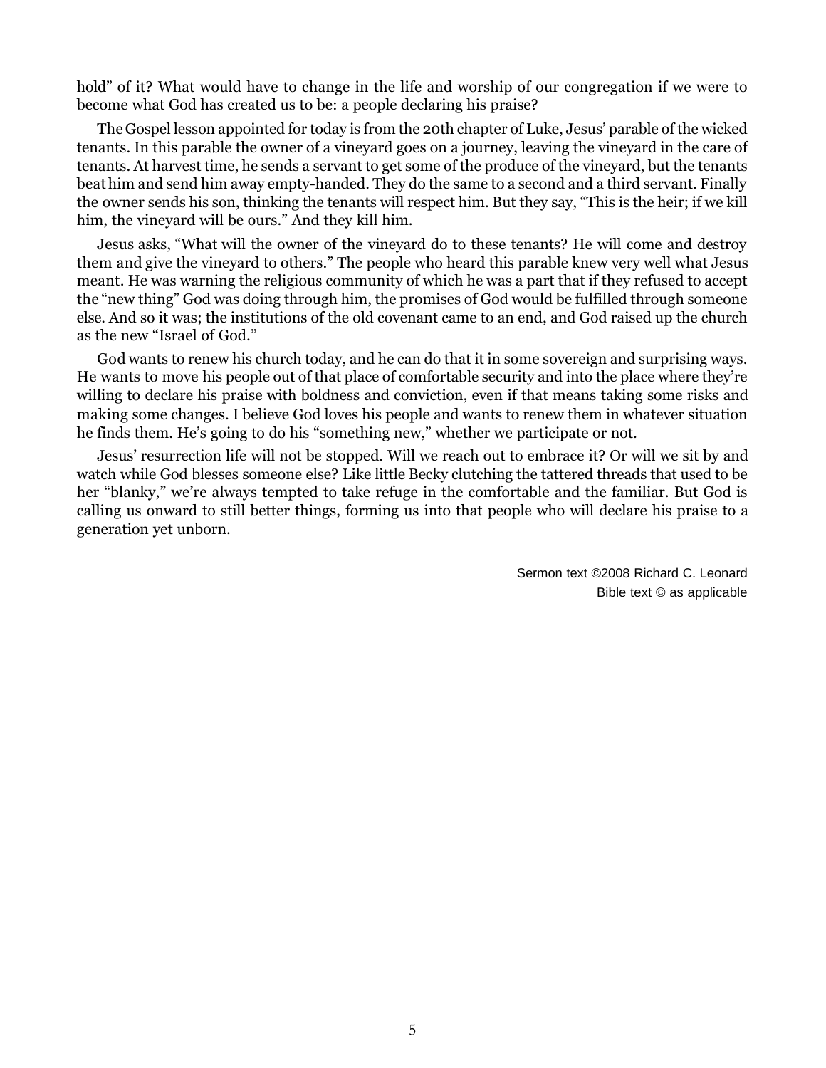hold" of it? What would have to change in the life and worship of our congregation if we were to become what God has created us to be: a people declaring his praise?

The Gospel lesson appointed for today is from the 20th chapter of Luke, Jesus' parable of the wicked tenants. In this parable the owner of a vineyard goes on a journey, leaving the vineyard in the care of tenants. At harvest time, he sends a servant to get some of the produce of the vineyard, but the tenants beat him and send him away empty-handed. They do the same to a second and a third servant. Finally the owner sends his son, thinking the tenants will respect him. But they say, "This is the heir; if we kill him, the vineyard will be ours." And they kill him.

Jesus asks, "What will the owner of the vineyard do to these tenants? He will come and destroy them and give the vineyard to others." The people who heard this parable knew very well what Jesus meant. He was warning the religious community of which he was a part that if they refused to accept the "new thing" God was doing through him, the promises of God would be fulfilled through someone else. And so it was; the institutions of the old covenant came to an end, and God raised up the church as the new "Israel of God."

God wants to renew his church today, and he can do that it in some sovereign and surprising ways. He wants to move his people out of that place of comfortable security and into the place where they're willing to declare his praise with boldness and conviction, even if that means taking some risks and making some changes. I believe God loves his people and wants to renew them in whatever situation he finds them. He's going to do his "something new," whether we participate or not.

Jesus' resurrection life will not be stopped. Will we reach out to embrace it? Or will we sit by and watch while God blesses someone else? Like little Becky clutching the tattered threads that used to be her "blanky," we're always tempted to take refuge in the comfortable and the familiar. But God is calling us onward to still better things, forming us into that people who will declare his praise to a generation yet unborn.

Sermon text ©2008 Richard C. Leonard
Bible text © as applicable